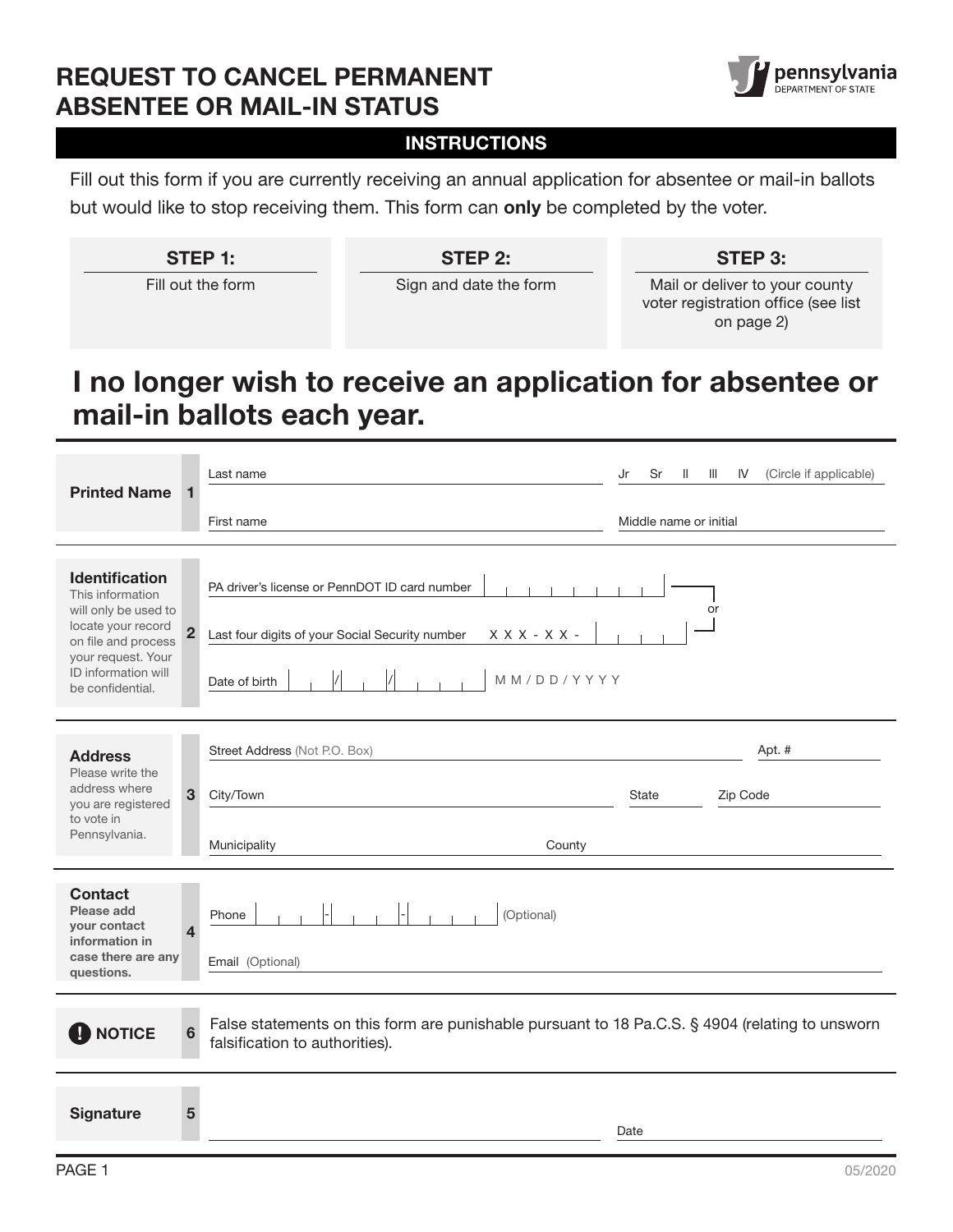# REQUEST TO CANCEL PERMANENT ABSENTEE OR MAIL-IN STATUS

pennsylvania
DEPARTMENT OF STATE

## INSTRUCTIONS

Fill out this form if you are currently receiving an annual application for absentee or mail-in ballots but would like to stop receiving them. This form can **only** be completed by the voter.

| STEP 1: | STEP 2: | STEP 3: |
| --- | --- | --- |
| Fill out the form | Sign and date the form | Mail or deliver to your county voter registration office (see list on page 2) |

## I no longer wish to receive an application for absentee or mail-in ballots each year.

**Printed Name** 1

Last name ______________________ Jr Sr II III IV (Circle if applicable)

First name ______________________ Middle name or initial ______________________

**Identification** 2
This information will only be used to locate your record on file and process your request. Your ID information will be confidential.

PA driver's license or PennDOT ID card number ______________________

or

Last four digits of your Social Security number X X X - X X - ____

Date of birth __ / __ / ____ MM/DD/YYYY

**Address** 3
Please write the address where you are registered to vote in Pennsylvania.

Street Address (Not P.O. Box) ______________________ Apt. # ______

City/Town ______________________ State ______ Zip Code ______

Municipality ______________________ County ______________________

**Contact** 4
Please add your contact information in case there are any questions.

Phone ___ - ___ - ____ (Optional)

Email (Optional) ______________________

**NOTICE** 6

False statements on this form are punishable pursuant to 18 Pa.C.S. § 4904 (relating to unsworn falsification to authorities).

**Signature** 5

______________________ Date ______________________

05/2020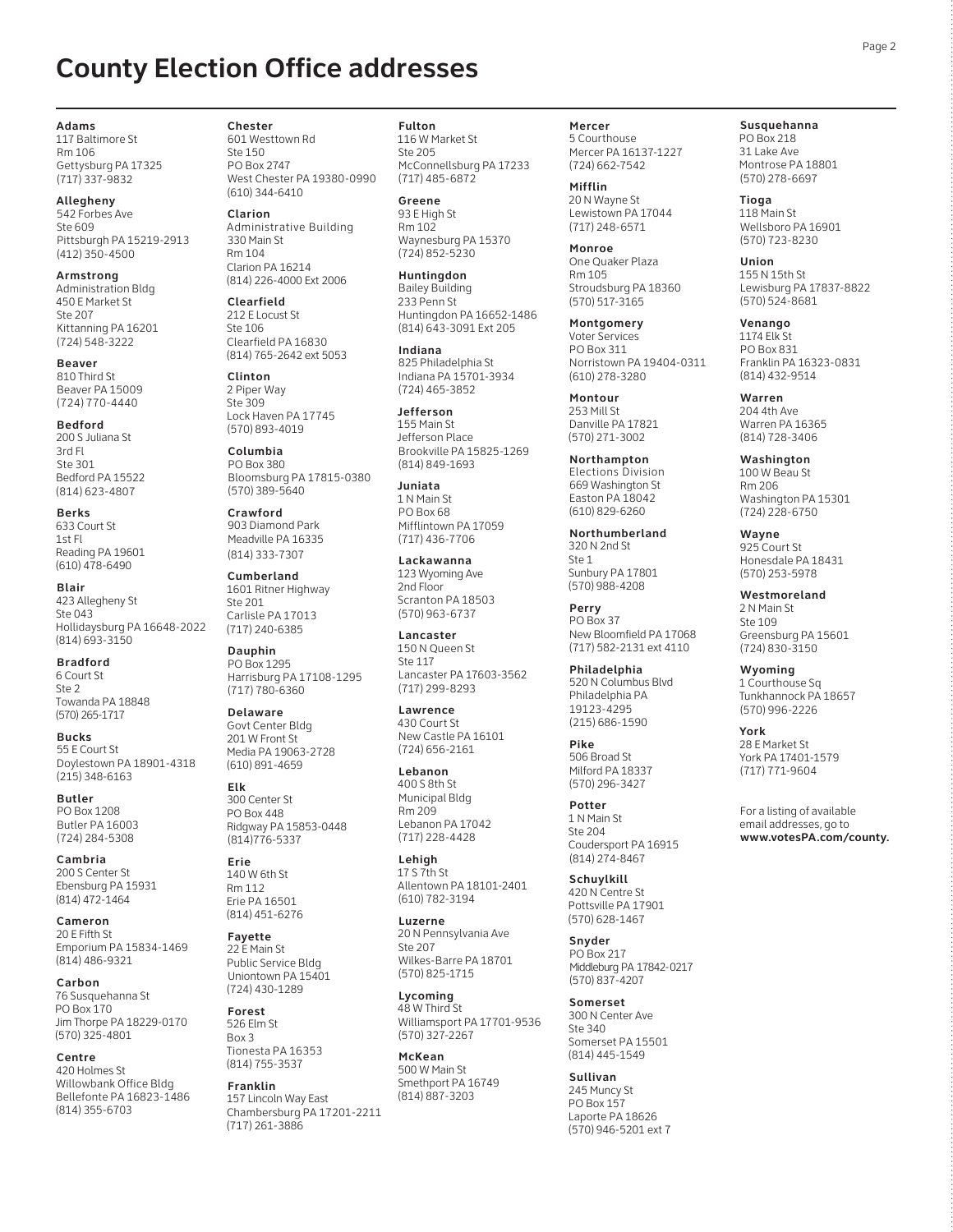# County Election Office addresses

**Adams**
117 Baltimore St
Rm 106
Gettysburg PA 17325
(717) 337-9832

**Allegheny**
542 Forbes Ave
Ste 609
Pittsburgh PA 15219-2913
(412) 350-4500

**Armstrong**
Administration Bldg
450 E Market St
Ste 207
Kittanning PA 16201
(724) 548-3222

**Beaver**
810 Third St
Beaver PA 15009
(724) 770-4440

**Bedford**
200 S Juliana St
3rd Fl
Ste 301
Bedford PA 15522
(814) 623-4807

**Berks**
633 Court St
1st Fl
Reading PA 19601
(610) 478-6490

**Blair**
423 Allegheny St
Ste 043
Hollidaysburg PA 16648-2022
(814) 693-3150

**Bradford**
6 Court St
Ste 2
Towanda PA 18848
(570) 265-1717

**Bucks**
55 E Court St
Doylestown PA 18901-4318
(215) 348-6163

**Butler**
PO Box 1208
Butler PA 16003
(724) 284-5308

**Cambria**
200 S Center St
Ebensburg PA 15931
(814) 472-1464

**Cameron**
20 E Fifth St
Emporium PA 15834-1469
(814) 486-9321

**Carbon**
76 Susquehanna St
PO Box 170
Jim Thorpe PA 18229-0170
(570) 325-4801

**Centre**
420 Holmes St
Willowbank Office Bldg
Bellefonte PA 16823-1486
(814) 355-6703

**Chester**
601 Westtown Rd
Ste 150
PO Box 2747
West Chester PA 19380-0990
(610) 344-6410

**Clarion**
Administrative Building
330 Main St
Rm 104
Clarion PA 16214
(814) 226-4000 Ext 2006

**Clearfield**
212 E Locust St
Ste 106
Clearfield PA 16830
(814) 765-2642 ext 5053

**Clinton**
2 Piper Way
Ste 309
Lock Haven PA 17745
(570) 893-4019

**Columbia**
PO Box 380
Bloomsburg PA 17815-0380
(570) 389-5640

**Crawford**
903 Diamond Park
Meadville PA 16335
(814) 333-7307

**Cumberland**
1601 Ritner Highway
Ste 201
Carlisle PA 17013
(717) 240-6385

**Dauphin**
PO Box 1295
Harrisburg PA 17108-1295
(717) 780-6360

**Delaware**
Govt Center Bldg
201 W Front St
Media PA 19063-2728
(610) 891-4659

**Elk**
300 Center St
PO Box 448
Ridgway PA 15853-0448
(814)776-5337

**Erie**
140 W 6th St
Rm 112
Erie PA 16501
(814) 451-6276

**Fayette**
22 E Main St
Public Service Bldg
Uniontown PA 15401
(724) 430-1289

**Forest**
526 Elm St
Box 3
Tionesta PA 16353
(814) 755-3537

**Franklin**
157 Lincoln Way East
Chambersburg PA 17201-2211
(717) 261-3886

**Fulton**
116 W Market St
Ste 205
McConnellsburg PA 17233
(717) 485-6872

**Greene**
93 E High St
Rm 102
Waynesburg PA 15370
(724) 852-5230

**Huntingdon**
Bailey Building
233 Penn St
Huntingdon PA 16652-1486
(814) 643-3091 Ext 205

**Indiana**
825 Philadelphia St
Indiana PA 15701-3934
(724) 465-3852

**Jefferson**
155 Main St
Jefferson Place
Brookville PA 15825-1269
(814) 849-1693

**Juniata**
1 N Main St
PO Box 68
Mifflintown PA 17059
(717) 436-7706

**Lackawanna**
123 Wyoming Ave
2nd Floor
Scranton PA 18503
(570) 963-6737

**Lancaster**
150 N Queen St
Ste 117
Lancaster PA 17603-3562
(717) 299-8293

**Lawrence**
430 Court St
New Castle PA 16101
(724) 656-2161

**Lebanon**
400 S 8th St
Municipal Bldg
Rm 209
Lebanon PA 17042
(717) 228-4428

**Lehigh**
17 S 7th St
Allentown PA 18101-2401
(610) 782-3194

**Luzerne**
20 N Pennsylvania Ave
Ste 207
Wilkes-Barre PA 18701
(570) 825-1715

**Lycoming**
48 W Third St
Williamsport PA 17701-9536
(570) 327-2267

**McKean**
500 W Main St
Smethport PA 16749
(814) 887-3203

**Mercer**
5 Courthouse
Mercer PA 16137-1227
(724) 662-7542

**Mifflin**
20 N Wayne St
Lewistown PA 17044
(717) 248-6571

**Monroe**
One Quaker Plaza
Rm 105
Stroudsburg PA 18360
(570) 517-3165

**Montgomery**
Voter Services
PO Box 311
Norristown PA 19404-0311
(610) 278-3280

**Montour**
253 Mill St
Danville PA 17821
(570) 271-3002

**Northampton**
Elections Division
669 Washington St
Easton PA 18042
(610) 829-6260

**Northumberland**
320 N 2nd St
Ste 1
Sunbury PA 17801
(570) 988-4208

**Perry**
PO Box 37
New Bloomfield PA 17068
(717) 582-2131 ext 4110

**Philadelphia**
520 N Columbus Blvd
Philadelphia PA
19123-4295
(215) 686-1590

**Pike**
506 Broad St
Milford PA 18337
(570) 296-3427

**Potter**
1 N Main St
Ste 204
Coudersport PA 16915
(814) 274-8467

**Schuylkill**
420 N Centre St
Pottsville PA 17901
(570) 628-1467

**Snyder**
PO Box 217
Middleburg PA 17842-0217
(570) 837-4207

**Somerset**
300 N Center Ave
Ste 340
Somerset PA 15501
(814) 445-1549

**Sullivan**
245 Muncy St
PO Box 157
Laporte PA 18626
(570) 946-5201 ext 7

**Susquehanna**
PO Box 218
31 Lake Ave
Montrose PA 18801
(570) 278-6697

**Tioga**
118 Main St
Wellsboro PA 16901
(570) 723-8230

**Union**
155 N 15th St
Lewisburg PA 17837-8822
(570) 524-8681

**Venango**
1174 Elk St
PO Box 831
Franklin PA 16323-0831
(814) 432-9514

**Warren**
204 4th Ave
Warren PA 16365
(814) 728-3406

**Washington**
100 W Beau St
Rm 206
Washington PA 15301
(724) 228-6750

**Wayne**
925 Court St
Honesdale PA 18431
(570) 253-5978

**Westmoreland**
2 N Main St
Ste 109
Greensburg PA 15601
(724) 830-3150

**Wyoming**
1 Courthouse Sq
Tunkhannock PA 18657
(570) 996-2226

**York**
28 E Market St
York PA 17401-1579
(717) 771-9604

For a listing of available email addresses, go to **www.votesPA.com/county.**